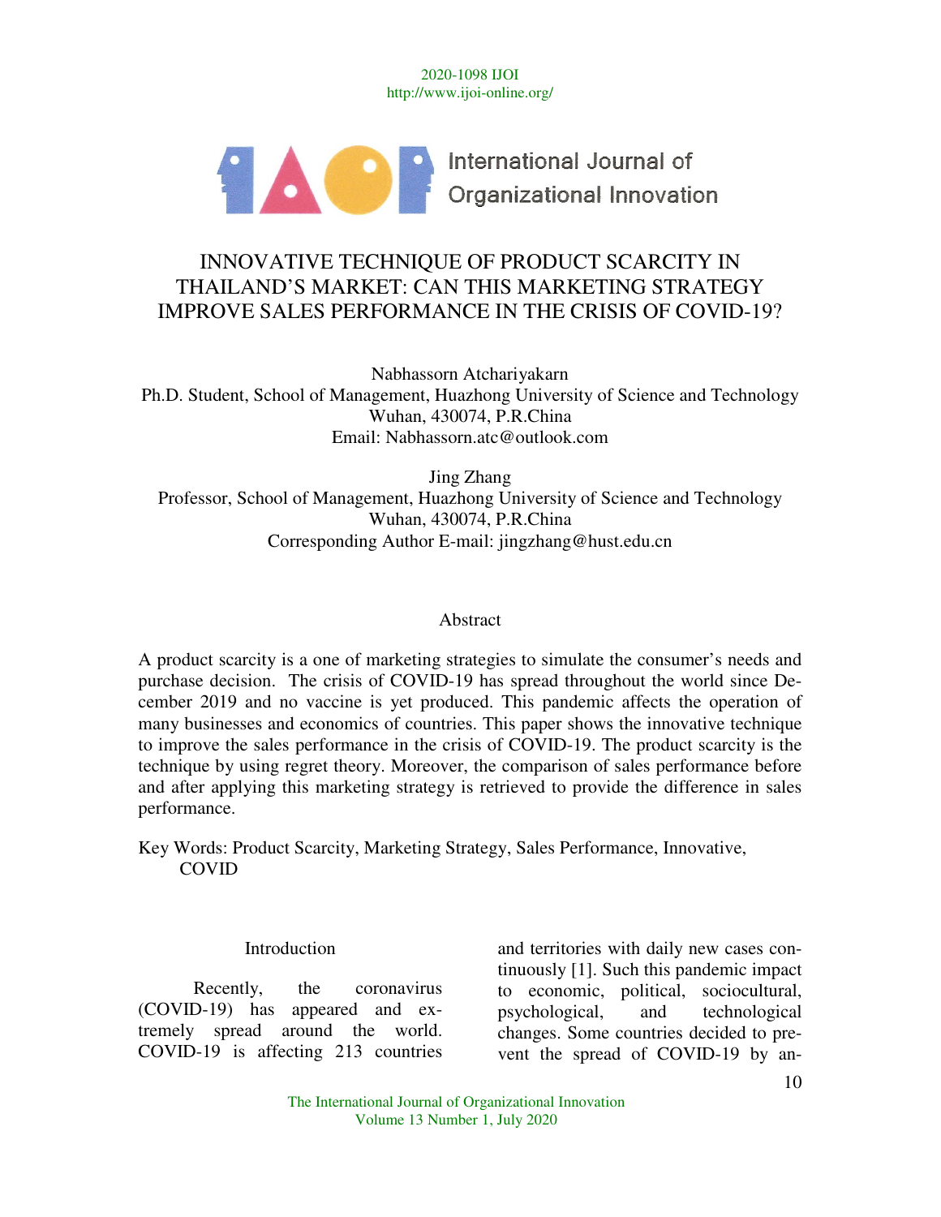# INNOVATIVE TECHNIQUE OF PRODUCT SCARCITY IN THAILAND'S MARKET: CAN THIS MARKETING STRATEGY IMPROVE SALES PERFORMANCE IN THE CRISIS OF COVID-19?

Nabhassorn Atchariyakarn
Ph.D. Student, School of Management, Huazhong University of Science and Technology
Wuhan, 430074, P.R.China
Email: Nabhassorn.atc@outlook.com

Jing Zhang
Professor, School of Management, Huazhong University of Science and Technology
Wuhan, 430074, P.R.China
Corresponding Author E-mail: jingzhang@hust.edu.cn

## Abstract

A product scarcity is a one of marketing strategies to simulate the consumer's needs and purchase decision. The crisis of COVID-19 has spread throughout the world since December 2019 and no vaccine is yet produced. This pandemic affects the operation of many businesses and economics of countries. This paper shows the innovative technique to improve the sales performance in the crisis of COVID-19. The product scarcity is the technique by using regret theory. Moreover, the comparison of sales performance before and after applying this marketing strategy is retrieved to provide the difference in sales performance.

Key Words: Product Scarcity, Marketing Strategy, Sales Performance, Innovative, COVID

## Introduction

Recently, the coronavirus (COVID-19) has appeared and extremely spread around the world. COVID-19 is affecting 213 countries and territories with daily new cases continuously [1]. Such this pandemic impact to economic, political, sociocultural, psychological, and technological changes. Some countries decided to prevent the spread of COVID-19 by an-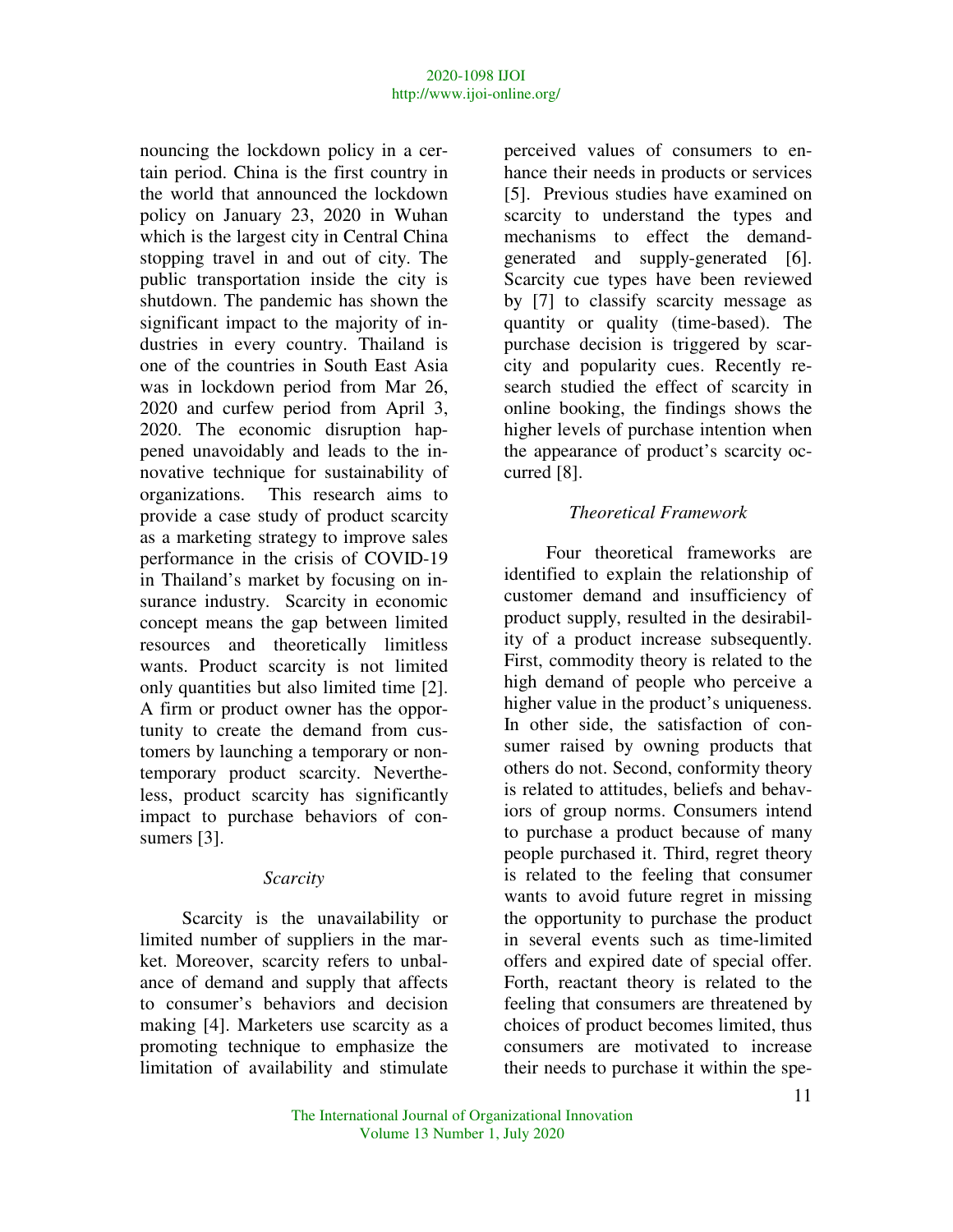nouncing the lockdown policy in a certain period. China is the first country in the world that announced the lockdown policy on January 23, 2020 in Wuhan which is the largest city in Central China stopping travel in and out of city. The public transportation inside the city is shutdown. The pandemic has shown the significant impact to the majority of industries in every country. Thailand is one of the countries in South East Asia was in lockdown period from Mar 26, 2020 and curfew period from April 3, 2020. The economic disruption happened unavoidably and leads to the innovative technique for sustainability of organizations. This research aims to provide a case study of product scarcity as a marketing strategy to improve sales performance in the crisis of COVID-19 in Thailand's market by focusing on insurance industry. Scarcity in economic concept means the gap between limited resources and theoretically limitless wants. Product scarcity is not limited only quantities but also limited time [2]. A firm or product owner has the opportunity to create the demand from customers by launching a temporary or non-temporary product scarcity. Nevertheless, product scarcity has significantly impact to purchase behaviors of consumers [3].

### *Scarcity*

Scarcity is the unavailability or limited number of suppliers in the market. Moreover, scarcity refers to unbalance of demand and supply that affects to consumer's behaviors and decision making [4]. Marketers use scarcity as a promoting technique to emphasize the limitation of availability and stimulate perceived values of consumers to enhance their needs in products or services [5]. Previous studies have examined on scarcity to understand the types and mechanisms to effect the demand-generated and supply-generated [6]. Scarcity cue types have been reviewed by [7] to classify scarcity message as quantity or quality (time-based). The purchase decision is triggered by scarcity and popularity cues. Recently research studied the effect of scarcity in online booking, the findings shows the higher levels of purchase intention when the appearance of product's scarcity occurred [8].

### *Theoretical Framework*

Four theoretical frameworks are identified to explain the relationship of customer demand and insufficiency of product supply, resulted in the desirability of a product increase subsequently. First, commodity theory is related to the high demand of people who perceive a higher value in the product's uniqueness. In other side, the satisfaction of consumer raised by owning products that others do not. Second, conformity theory is related to attitudes, beliefs and behaviors of group norms. Consumers intend to purchase a product because of many people purchased it. Third, regret theory is related to the feeling that consumer wants to avoid future regret in missing the opportunity to purchase the product in several events such as time-limited offers and expired date of special offer. Forth, reactant theory is related to the feeling that consumers are threatened by choices of product becomes limited, thus consumers are motivated to increase their needs to purchase it within the spe-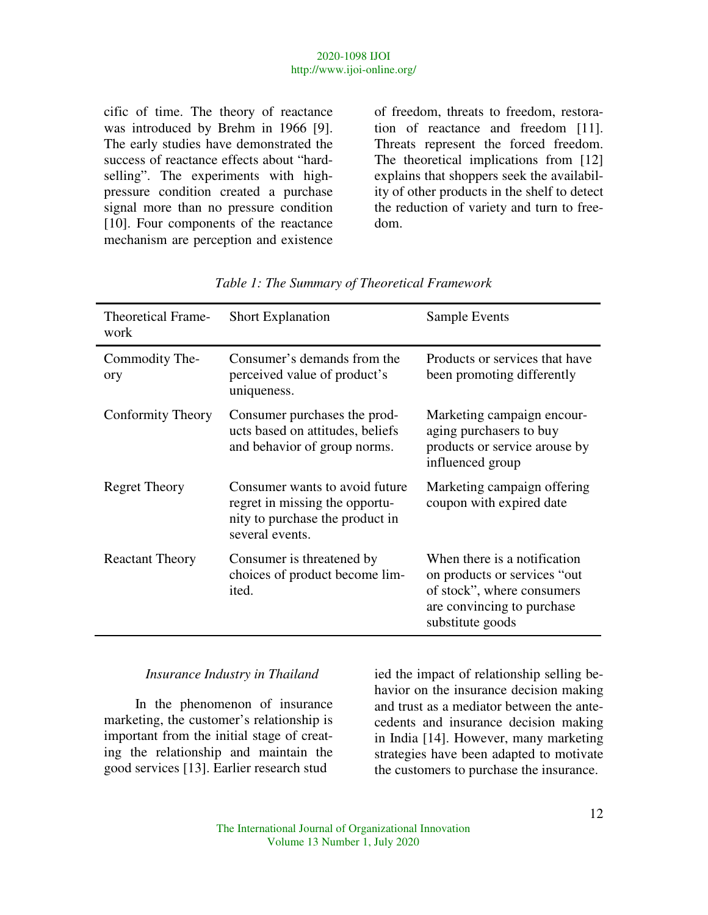cific of time. The theory of reactance was introduced by Brehm in 1966 [9]. The early studies have demonstrated the success of reactance effects about "hard-selling". The experiments with high-pressure condition created a purchase signal more than no pressure condition [10]. Four components of the reactance mechanism are perception and existence of freedom, threats to freedom, restoration of reactance and freedom [11]. Threats represent the forced freedom. The theoretical implications from [12] explains that shoppers seek the availability of other products in the shelf to detect the reduction of variety and turn to freedom.

*Table 1: The Summary of Theoretical Framework*

| Theoretical Framework | Short Explanation | Sample Events |
|---|---|---|
| Commodity Theory | Consumer's demands from the perceived value of product's uniqueness. | Products or services that have been promoting differently |
| Conformity Theory | Consumer purchases the products based on attitudes, beliefs and behavior of group norms. | Marketing campaign encouraging purchasers to buy products or service arouse by influenced group |
| Regret Theory | Consumer wants to avoid future regret in missing the opportunity to purchase the product in several events. | Marketing campaign offering coupon with expired date |
| Reactant Theory | Consumer is threatened by choices of product become limited. | When there is a notification on products or services "out of stock", where consumers are convincing to purchase substitute goods |

### *Insurance Industry in Thailand*

In the phenomenon of insurance marketing, the customer's relationship is important from the initial stage of creating the relationship and maintain the good services [13]. Earlier research studied the impact of relationship selling behavior on the insurance decision making and trust as a mediator between the antecedents and insurance decision making in India [14]. However, many marketing strategies have been adapted to motivate the customers to purchase the insurance.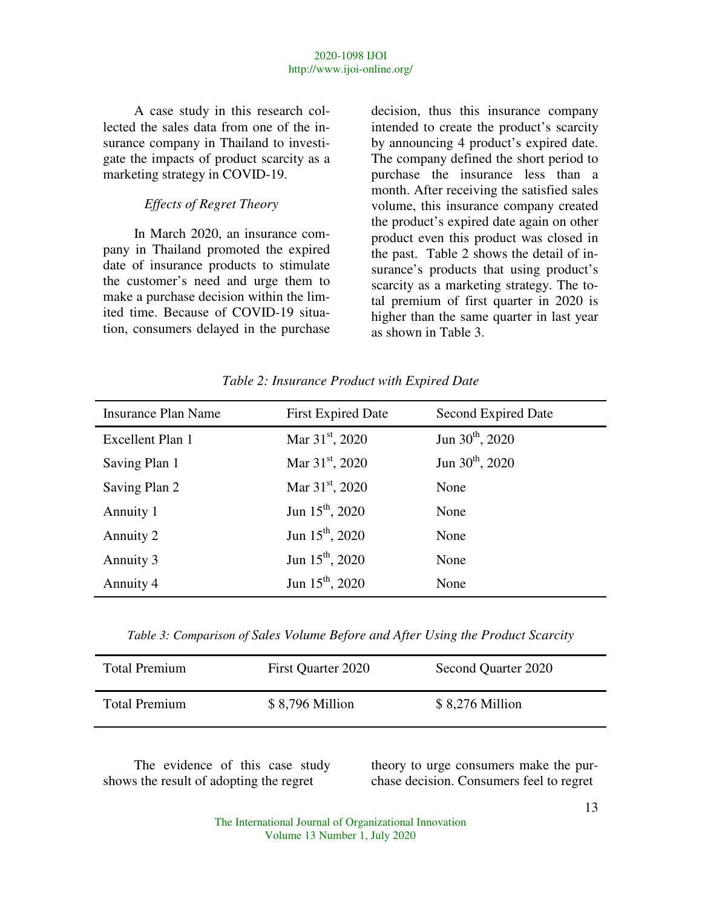A case study in this research collected the sales data from one of the insurance company in Thailand to investigate the impacts of product scarcity as a marketing strategy in COVID-19.

### *Effects of Regret Theory*

In March 2020, an insurance company in Thailand promoted the expired date of insurance products to stimulate the customer's need and urge them to make a purchase decision within the limited time. Because of COVID-19 situation, consumers delayed in the purchase decision, thus this insurance company intended to create the product's scarcity by announcing 4 product's expired date. The company defined the short period to purchase the insurance less than a month. After receiving the satisfied sales volume, this insurance company created the product's expired date again on other product even this product was closed in the past. Table 2 shows the detail of insurance's products that using product's scarcity as a marketing strategy. The total premium of first quarter in 2020 is higher than the same quarter in last year as shown in Table 3.

*Table 2: Insurance Product with Expired Date*

| Insurance Plan Name | First Expired Date | Second Expired Date |
| --- | --- | --- |
| Excellent Plan 1 | Mar 31st, 2020 | Jun 30th, 2020 |
| Saving Plan 1 | Mar 31st, 2020 | Jun 30th, 2020 |
| Saving Plan 2 | Mar 31st, 2020 | None |
| Annuity 1 | Jun 15th, 2020 | None |
| Annuity 2 | Jun 15th, 2020 | None |
| Annuity 3 | Jun 15th, 2020 | None |
| Annuity 4 | Jun 15th, 2020 | None |

*Table 3: Comparison of Sales Volume Before and After Using the Product Scarcity*

| Total Premium | First Quarter 2020 | Second Quarter 2020 |
| --- | --- | --- |
| Total Premium | $ 8,796 Million | $ 8,276 Million |

The evidence of this case study shows the result of adopting the regret theory to urge consumers make the purchase decision. Consumers feel to regret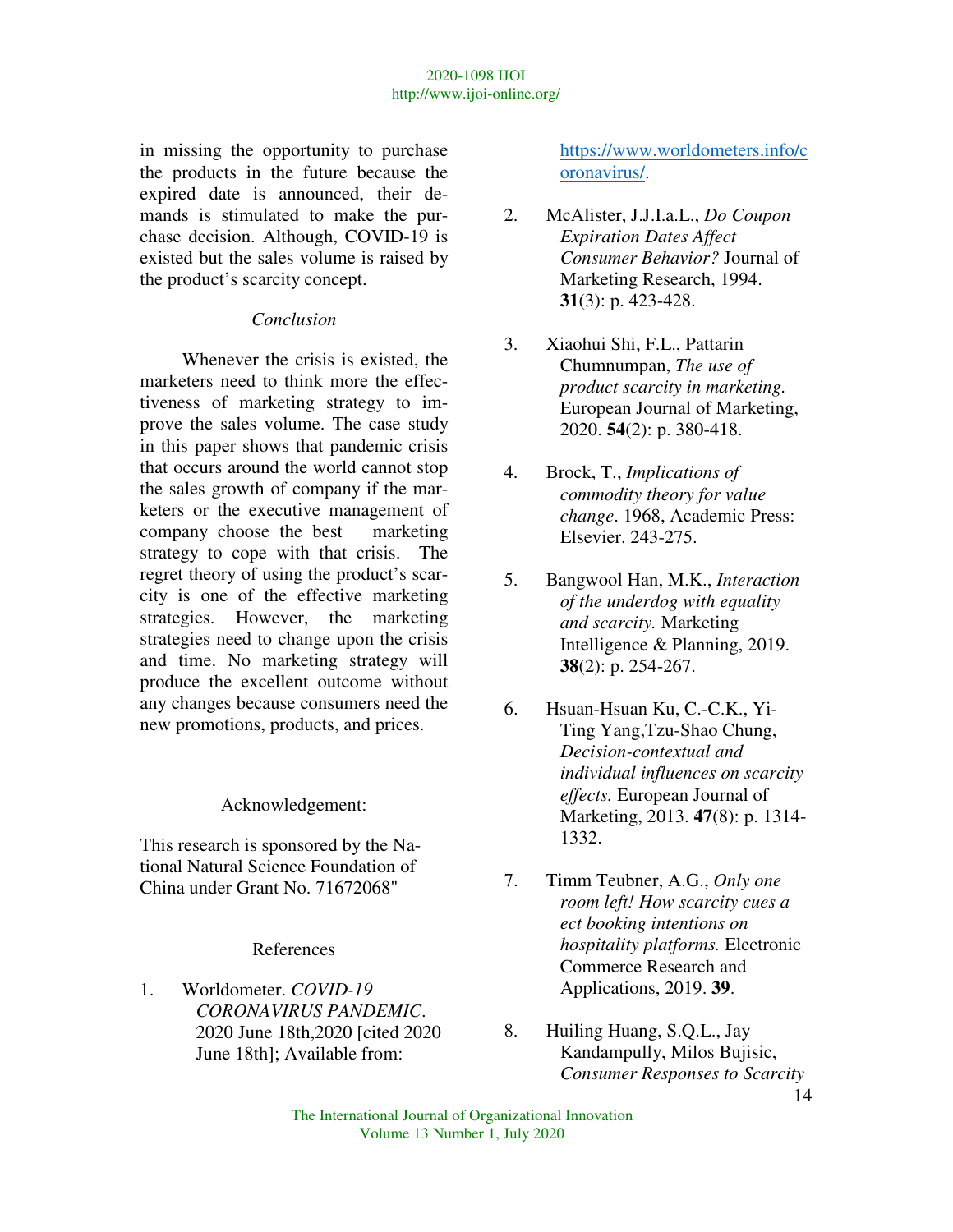in missing the opportunity to purchase the products in the future because the expired date is announced, their demands is stimulated to make the purchase decision. Although, COVID-19 is existed but the sales volume is raised by the product's scarcity concept.

### *Conclusion*

Whenever the crisis is existed, the marketers need to think more the effectiveness of marketing strategy to improve the sales volume. The case study in this paper shows that pandemic crisis that occurs around the world cannot stop the sales growth of company if the marketers or the executive management of company choose the best marketing strategy to cope with that crisis. The regret theory of using the product's scarcity is one of the effective marketing strategies. However, the marketing strategies need to change upon the crisis and time. No marketing strategy will produce the excellent outcome without any changes because consumers need the new promotions, products, and prices.

### Acknowledgement:

This research is sponsored by the National Natural Science Foundation of China under Grant No. 71672068"

### References

1. Worldometer. *COVID-19 CORONAVIRUS PANDEMIC*. 2020 June 18th,2020 [cited 2020 June 18th]; Available from: https://www.worldometers.info/coronavirus/.
2. McAlister, J.J.I.a.L., *Do Coupon Expiration Dates Affect Consumer Behavior?* Journal of Marketing Research, 1994. **31**(3): p. 423-428.
3. Xiaohui Shi, F.L., Pattarin Chumnumpan, *The use of product scarcity in marketing.* European Journal of Marketing, 2020. **54**(2): p. 380-418.
4. Brock, T., *Implications of commodity theory for value change*. 1968, Academic Press: Elsevier. 243-275.
5. Bangwool Han, M.K., *Interaction of the underdog with equality and scarcity.* Marketing Intelligence & Planning, 2019. **38**(2): p. 254-267.
6. Hsuan-Hsuan Ku, C.-C.K., Yi-Ting Yang,Tzu-Shao Chung, *Decision-contextual and individual influences on scarcity effects.* European Journal of Marketing, 2013. **47**(8): p. 1314-1332.
7. Timm Teubner, A.G., *Only one room left! How scarcity cues a ect booking intentions on hospitality platforms.* Electronic Commerce Research and Applications, 2019. **39**.
8. Huiling Huang, S.Q.L., Jay Kandampully, Milos Bujisic, *Consumer Responses to Scarcity*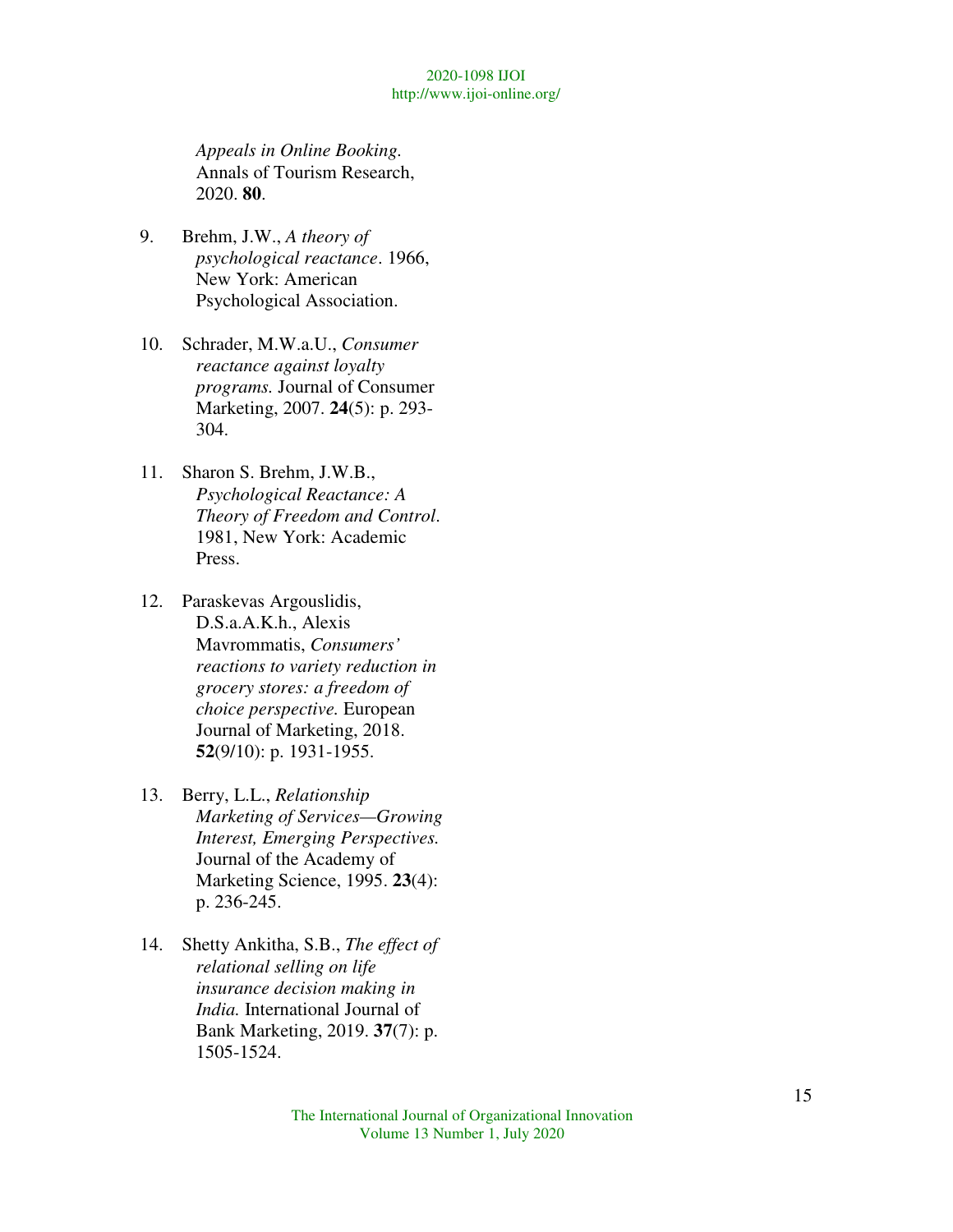*Appeals in Online Booking.* Annals of Tourism Research, 2020. **80**.

9. Brehm, J.W., *A theory of psychological reactance*. 1966, New York: American Psychological Association.

10. Schrader, M.W.a.U., *Consumer reactance against loyalty programs.* Journal of Consumer Marketing, 2007. **24**(5): p. 293-304.

11. Sharon S. Brehm, J.W.B., *Psychological Reactance: A Theory of Freedom and Control*. 1981, New York: Academic Press.

12. Paraskevas Argouslidis, D.S.a.A.K.h., Alexis Mavrommatis, *Consumers' reactions to variety reduction in grocery stores: a freedom of choice perspective.* European Journal of Marketing, 2018. **52**(9/10): p. 1931-1955.

13. Berry, L.L., *Relationship Marketing of Services—Growing Interest, Emerging Perspectives.* Journal of the Academy of Marketing Science, 1995. **23**(4): p. 236-245.

14. Shetty Ankitha, S.B., *The effect of relational selling on life insurance decision making in India.* International Journal of Bank Marketing, 2019. **37**(7): p. 1505-1524.